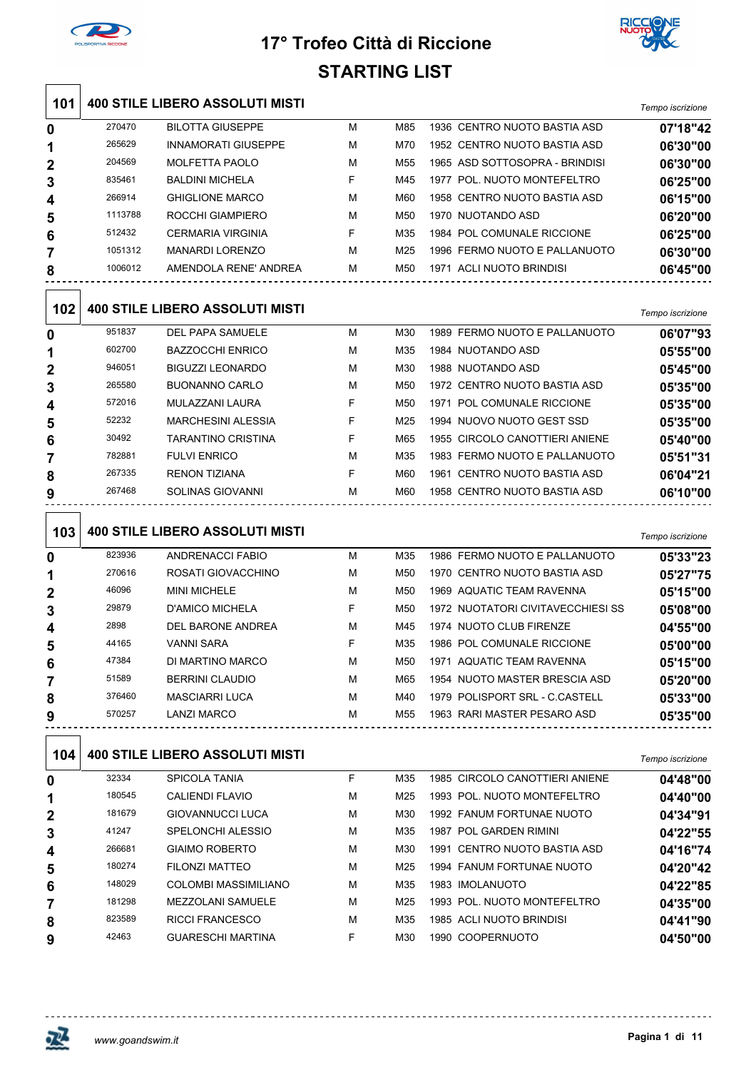# 17° Trofeo Città di Riccione

## STARTING LIST

### 101 400 STILE LIBERO ASSOLUTI MISTI

| Corsia | Tessera | Nome | Sesso | Cat. | Anno | Società | Tempo iscrizione |
|---|---|---|---|---|---|---|---|
| 0 | 270470 | BILOTTA GIUSEPPE | M | M85 | 1936 | CENTRO NUOTO BASTIA ASD | 07'18"42 |
| 1 | 265629 | INNAMORATI GIUSEPPE | M | M70 | 1952 | CENTRO NUOTO BASTIA ASD | 06'30"00 |
| 2 | 204569 | MOLFETTA PAOLO | M | M55 | 1965 | ASD SOTTOSOPRA - BRINDISI | 06'30"00 |
| 3 | 835461 | BALDINI MICHELA | F | M45 | 1977 | POL. NUOTO MONTEFELTRO | 06'25"00 |
| 4 | 266914 | GHIGLIONE MARCO | M | M60 | 1958 | CENTRO NUOTO BASTIA ASD | 06'15"00 |
| 5 | 1113788 | ROCCHI GIAMPIERO | M | M50 | 1970 | NUOTANDO ASD | 06'20"00 |
| 6 | 512432 | CERMARIA VIRGINIA | F | M35 | 1984 | POL COMUNALE RICCIONE | 06'25"00 |
| 7 | 1051312 | MANARDI LORENZO | M | M25 | 1996 | FERMO NUOTO E PALLANUOTO | 06'30"00 |
| 8 | 1006012 | AMENDOLA RENE' ANDREA | M | M50 | 1971 | ACLI NUOTO BRINDISI | 06'45"00 |

### 102 400 STILE LIBERO ASSOLUTI MISTI

| Corsia | Tessera | Nome | Sesso | Cat. | Anno | Società | Tempo iscrizione |
|---|---|---|---|---|---|---|---|
| 0 | 951837 | DEL PAPA SAMUELE | M | M30 | 1989 | FERMO NUOTO E PALLANUOTO | 06'07"93 |
| 1 | 602700 | BAZZOCCHI ENRICO | M | M35 | 1984 | NUOTANDO ASD | 05'55"00 |
| 2 | 946051 | BIGUZZI LEONARDO | M | M30 | 1988 | NUOTANDO ASD | 05'45"00 |
| 3 | 265580 | BUONANNO CARLO | M | M50 | 1972 | CENTRO NUOTO BASTIA ASD | 05'35"00 |
| 4 | 572016 | MULAZZANI LAURA | F | M50 | 1971 | POL COMUNALE RICCIONE | 05'35"00 |
| 5 | 52232 | MARCHESINI ALESSIA | F | M25 | 1994 | NUOVO NUOTO GEST SSD | 05'35"00 |
| 6 | 30492 | TARANTINO CRISTINA | F | M65 | 1955 | CIRCOLO CANOTTIERI ANIENE | 05'40"00 |
| 7 | 782881 | FULVI ENRICO | M | M35 | 1983 | FERMO NUOTO E PALLANUOTO | 05'51"31 |
| 8 | 267335 | RENON TIZIANA | F | M60 | 1961 | CENTRO NUOTO BASTIA ASD | 06'04"21 |
| 9 | 267468 | SOLINAS GIOVANNI | M | M60 | 1958 | CENTRO NUOTO BASTIA ASD | 06'10"00 |

### 103 400 STILE LIBERO ASSOLUTI MISTI

| Corsia | Tessera | Nome | Sesso | Cat. | Anno | Società | Tempo iscrizione |
|---|---|---|---|---|---|---|---|
| 0 | 823936 | ANDRENACCI FABIO | M | M35 | 1986 | FERMO NUOTO E PALLANUOTO | 05'33"23 |
| 1 | 270616 | ROSATI GIOVACCHINO | M | M50 | 1970 | CENTRO NUOTO BASTIA ASD | 05'27"75 |
| 2 | 46096 | MINI MICHELE | M | M50 | 1969 | AQUATIC TEAM RAVENNA | 05'15"00 |
| 3 | 29879 | D'AMICO MICHELA | F | M50 | 1972 | NUOTATORI CIVITAVECCHIESI SS | 05'08"00 |
| 4 | 2898 | DEL BARONE ANDREA | M | M45 | 1974 | NUOTO CLUB FIRENZE | 04'55"00 |
| 5 | 44165 | VANNI SARA | F | M35 | 1986 | POL COMUNALE RICCIONE | 05'00"00 |
| 6 | 47384 | DI MARTINO MARCO | M | M50 | 1971 | AQUATIC TEAM RAVENNA | 05'15"00 |
| 7 | 51589 | BERRINI CLAUDIO | M | M65 | 1954 | NUOTO MASTER BRESCIA ASD | 05'20"00 |
| 8 | 376460 | MASCIARRI LUCA | M | M40 | 1979 | POLISPORT SRL - C.CASTELL | 05'33"00 |
| 9 | 570257 | LANZI MARCO | M | M55 | 1963 | RARI MASTER PESARO ASD | 05'35"00 |

### 104 400 STILE LIBERO ASSOLUTI MISTI

| Corsia | Tessera | Nome | Sesso | Cat. | Anno | Società | Tempo iscrizione |
|---|---|---|---|---|---|---|---|
| 0 | 32334 | SPICOLA TANIA | F | M35 | 1985 | CIRCOLO CANOTTIERI ANIENE | 04'48"00 |
| 1 | 180545 | CALIENDI FLAVIO | M | M25 | 1993 | POL. NUOTO MONTEFELTRO | 04'40"00 |
| 2 | 181679 | GIOVANNUCCI LUCA | M | M30 | 1992 | FANUM FORTUNAE NUOTO | 04'34"91 |
| 3 | 41247 | SPELONCHI ALESSIO | M | M35 | 1987 | POL GARDEN RIMINI | 04'22"55 |
| 4 | 266681 | GIAIMO ROBERTO | M | M30 | 1991 | CENTRO NUOTO BASTIA ASD | 04'16"74 |
| 5 | 180274 | FILONZI MATTEO | M | M25 | 1994 | FANUM FORTUNAE NUOTO | 04'20"42 |
| 6 | 148029 | COLOMBI MASSIMILIANO | M | M35 | 1983 | IMOLANUOTO | 04'22"85 |
| 7 | 181298 | MEZZOLANI SAMUELE | M | M25 | 1993 | POL. NUOTO MONTEFELTRO | 04'35"00 |
| 8 | 823589 | RICCI FRANCESCO | M | M35 | 1985 | ACLI NUOTO BRINDISI | 04'41"90 |
| 9 | 42463 | GUARESCHI MARTINA | F | M30 | 1990 | COOPERNUOTO | 04'50"00 |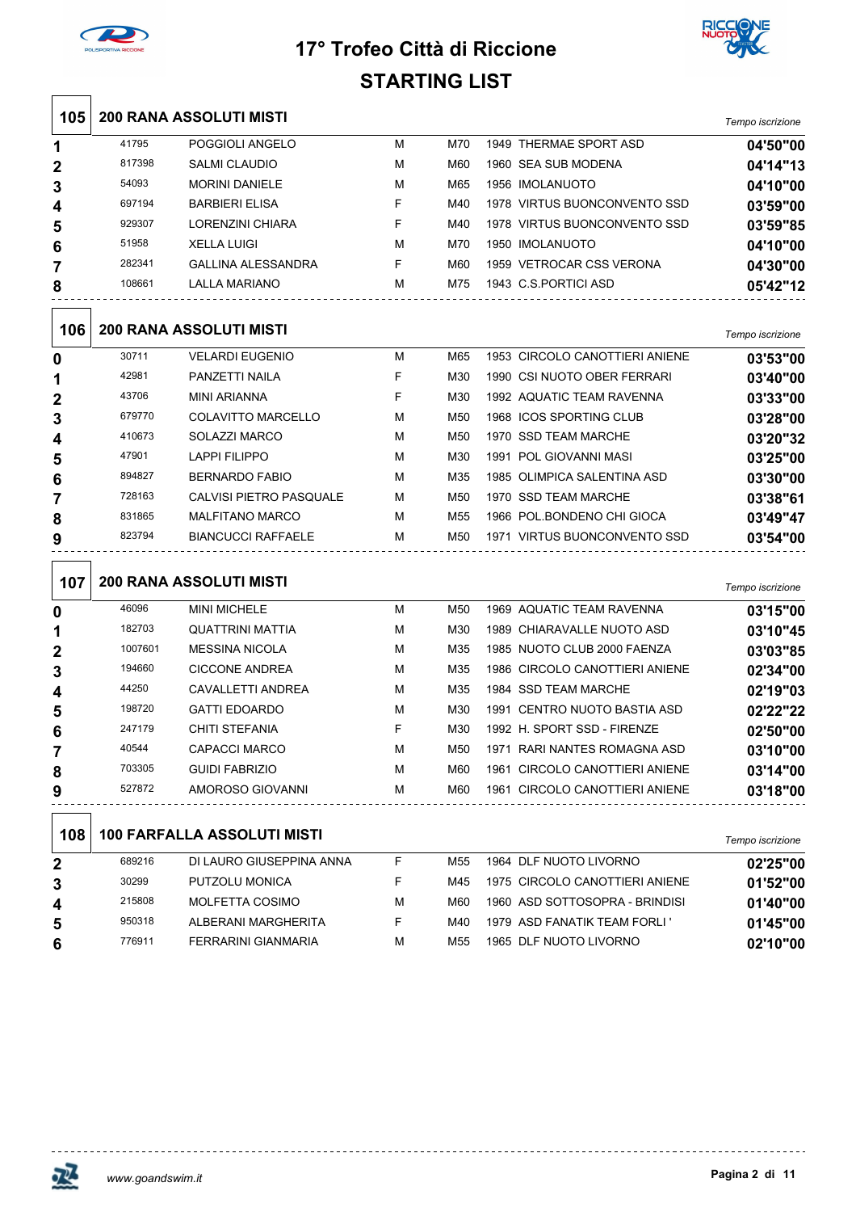# 17° Trofeo Città di Riccione

## STARTING LIST

### 105 200 RANA ASSOLUTI MISTI

| Corsia | Tessera | Nome | Sesso | Cat. | Anno | Società | Tempo iscrizione |
|---|---|---|---|---|---|---|---|
| 1 | 41795 | POGGIOLI ANGELO | M | M70 | 1949 | THERMAE SPORT ASD | 04'50"00 |
| 2 | 817398 | SALMI CLAUDIO | M | M60 | 1960 | SEA SUB MODENA | 04'14"13 |
| 3 | 54093 | MORINI DANIELE | M | M65 | 1956 | IMOLANUOTO | 04'10"00 |
| 4 | 697194 | BARBIERI ELISA | F | M40 | 1978 | VIRTUS BUONCONVENTO SSD | 03'59"00 |
| 5 | 929307 | LORENZINI CHIARA | F | M40 | 1978 | VIRTUS BUONCONVENTO SSD | 03'59"85 |
| 6 | 51958 | XELLA LUIGI | M | M70 | 1950 | IMOLANUOTO | 04'10"00 |
| 7 | 282341 | GALLINA ALESSANDRA | F | M60 | 1959 | VETROCAR CSS VERONA | 04'30"00 |
| 8 | 108661 | LALLA MARIANO | M | M75 | 1943 | C.S.PORTICI ASD | 05'42"12 |

### 106 200 RANA ASSOLUTI MISTI

| Corsia | Tessera | Nome | Sesso | Cat. | Anno | Società | Tempo iscrizione |
|---|---|---|---|---|---|---|---|
| 0 | 30711 | VELARDI EUGENIO | M | M65 | 1953 | CIRCOLO CANOTTIERI ANIENE | 03'53"00 |
| 1 | 42981 | PANZETTI NAILA | F | M30 | 1990 | CSI NUOTO OBER FERRARI | 03'40"00 |
| 2 | 43706 | MINI ARIANNA | F | M30 | 1992 | AQUATIC TEAM RAVENNA | 03'33"00 |
| 3 | 679770 | COLAVITTO MARCELLO | M | M50 | 1968 | ICOS SPORTING CLUB | 03'28"00 |
| 4 | 410673 | SOLAZZI MARCO | M | M50 | 1970 | SSD TEAM MARCHE | 03'20"32 |
| 5 | 47901 | LAPPI FILIPPO | M | M30 | 1991 | POL GIOVANNI MASI | 03'25"00 |
| 6 | 894827 | BERNARDO FABIO | M | M35 | 1985 | OLIMPICA SALENTINA ASD | 03'30"00 |
| 7 | 728163 | CALVISI PIETRO PASQUALE | M | M50 | 1970 | SSD TEAM MARCHE | 03'38"61 |
| 8 | 831865 | MALFITANO MARCO | M | M55 | 1966 | POL.BONDENO CHI GIOCA | 03'49"47 |
| 9 | 823794 | BIANCUCCI RAFFAELE | M | M50 | 1971 | VIRTUS BUONCONVENTO SSD | 03'54"00 |

### 107 200 RANA ASSOLUTI MISTI

| Corsia | Tessera | Nome | Sesso | Cat. | Anno | Società | Tempo iscrizione |
|---|---|---|---|---|---|---|---|
| 0 | 46096 | MINI MICHELE | M | M50 | 1969 | AQUATIC TEAM RAVENNA | 03'15"00 |
| 1 | 182703 | QUATTRINI MATTIA | M | M30 | 1989 | CHIARAVALLE NUOTO ASD | 03'10"45 |
| 2 | 1007601 | MESSINA NICOLA | M | M35 | 1985 | NUOTO CLUB 2000 FAENZA | 03'03"85 |
| 3 | 194660 | CICCONE ANDREA | M | M35 | 1986 | CIRCOLO CANOTTIERI ANIENE | 02'34"00 |
| 4 | 44250 | CAVALLETTI ANDREA | M | M35 | 1984 | SSD TEAM MARCHE | 02'19"03 |
| 5 | 198720 | GATTI EDOARDO | M | M30 | 1991 | CENTRO NUOTO BASTIA ASD | 02'22"22 |
| 6 | 247179 | CHITI STEFANIA | F | M30 | 1992 | H. SPORT SSD - FIRENZE | 02'50"00 |
| 7 | 40544 | CAPACCI MARCO | M | M50 | 1971 | RARI NANTES ROMAGNA ASD | 03'10"00 |
| 8 | 703305 | GUIDI FABRIZIO | M | M60 | 1961 | CIRCOLO CANOTTIERI ANIENE | 03'14"00 |
| 9 | 527872 | AMOROSO GIOVANNI | M | M60 | 1961 | CIRCOLO CANOTTIERI ANIENE | 03'18"00 |

### 108 100 FARFALLA ASSOLUTI MISTI

| Corsia | Tessera | Nome | Sesso | Cat. | Anno | Società | Tempo iscrizione |
|---|---|---|---|---|---|---|---|
| 2 | 689216 | DI LAURO GIUSEPPINA ANNA | F | M55 | 1964 | DLF NUOTO LIVORNO | 02'25"00 |
| 3 | 30299 | PUTZOLU MONICA | F | M45 | 1975 | CIRCOLO CANOTTIERI ANIENE | 01'52"00 |
| 4 | 215808 | MOLFETTA COSIMO | M | M60 | 1960 | ASD SOTTOSOPRA - BRINDISI | 01'40"00 |
| 5 | 950318 | ALBERANI MARGHERITA | F | M40 | 1979 | ASD FANATIK TEAM FORLI ' | 01'45"00 |
| 6 | 776911 | FERRARINI GIANMARIA | M | M55 | 1965 | DLF NUOTO LIVORNO | 02'10"00 |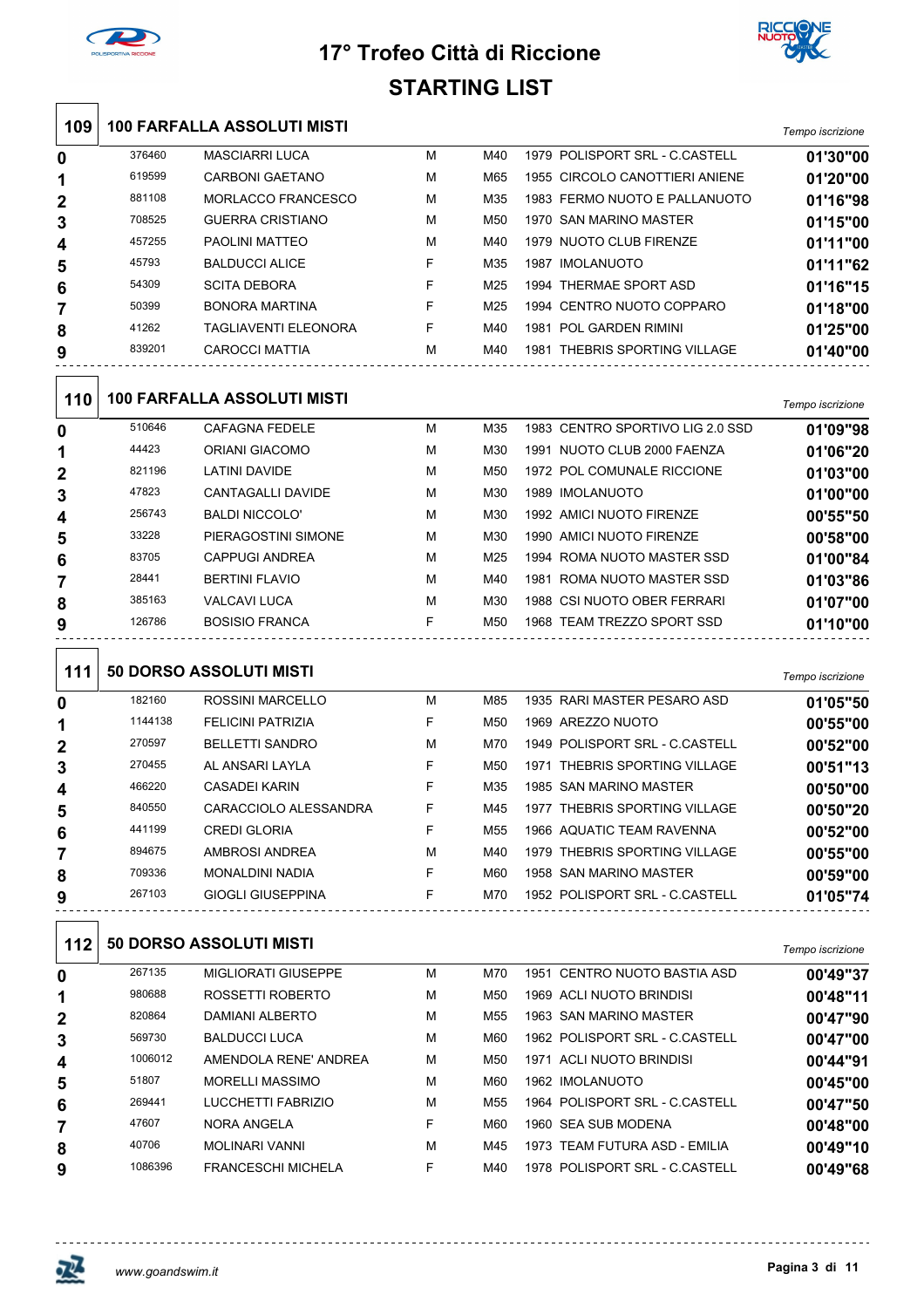# 17° Trofeo Città di Riccione

## STARTING LIST

### 109 100 FARFALLA ASSOLUTI MISTI

| | | | | | | | *Tempo iscrizione* |
|---|---|---|---|---|---|---|---|
| 0 | 376460 | MASCIARRI LUCA | M | M40 | 1979 | POLISPORT SRL - C.CASTELL | 01'30"00 |
| 1 | 619599 | CARBONI GAETANO | M | M65 | 1955 | CIRCOLO CANOTTIERI ANIENE | 01'20"00 |
| 2 | 881108 | MORLACCO FRANCESCO | M | M35 | 1983 | FERMO NUOTO E PALLANUOTO | 01'16"98 |
| 3 | 708525 | GUERRA CRISTIANO | M | M50 | 1970 | SAN MARINO MASTER | 01'15"00 |
| 4 | 457255 | PAOLINI MATTEO | M | M40 | 1979 | NUOTO CLUB FIRENZE | 01'11"00 |
| 5 | 45793 | BALDUCCI ALICE | F | M35 | 1987 | IMOLANUOTO | 01'11"62 |
| 6 | 54309 | SCITA DEBORA | F | M25 | 1994 | THERMAE SPORT ASD | 01'16"15 |
| 7 | 50399 | BONORA MARTINA | F | M25 | 1994 | CENTRO NUOTO COPPARO | 01'18"00 |
| 8 | 41262 | TAGLIAVENTI ELEONORA | F | M40 | 1981 | POL GARDEN RIMINI | 01'25"00 |
| 9 | 839201 | CAROCCI MATTIA | M | M40 | 1981 | THEBRIS SPORTING VILLAGE | 01'40"00 |

### 110 100 FARFALLA ASSOLUTI MISTI

| | | | | | | | *Tempo iscrizione* |
|---|---|---|---|---|---|---|---|
| 0 | 510646 | CAFAGNA FEDELE | M | M35 | 1983 | CENTRO SPORTIVO LIG 2.0 SSD | 01'09"98 |
| 1 | 44423 | ORIANI GIACOMO | M | M30 | 1991 | NUOTO CLUB 2000 FAENZA | 01'06"20 |
| 2 | 821196 | LATINI DAVIDE | M | M50 | 1972 | POL COMUNALE RICCIONE | 01'03"00 |
| 3 | 47823 | CANTAGALLI DAVIDE | M | M30 | 1989 | IMOLANUOTO | 01'00"00 |
| 4 | 256743 | BALDI NICCOLO' | M | M30 | 1992 | AMICI NUOTO FIRENZE | 00'55"50 |
| 5 | 33228 | PIERAGOSTINI SIMONE | M | M30 | 1990 | AMICI NUOTO FIRENZE | 00'58"00 |
| 6 | 83705 | CAPPUGI ANDREA | M | M25 | 1994 | ROMA NUOTO MASTER SSD | 01'00"84 |
| 7 | 28441 | BERTINI FLAVIO | M | M40 | 1981 | ROMA NUOTO MASTER SSD | 01'03"86 |
| 8 | 385163 | VALCAVI LUCA | M | M30 | 1988 | CSI NUOTO OBER FERRARI | 01'07"00 |
| 9 | 126786 | BOSISIO FRANCA | F | M50 | 1968 | TEAM TREZZO SPORT SSD | 01'10"00 |

### 111 50 DORSO ASSOLUTI MISTI

| | | | | | | | *Tempo iscrizione* |
|---|---|---|---|---|---|---|---|
| 0 | 182160 | ROSSINI MARCELLO | M | M85 | 1935 | RARI MASTER PESARO ASD | 01'05"50 |
| 1 | 1144138 | FELICINI PATRIZIA | F | M50 | 1969 | AREZZO NUOTO | 00'55"00 |
| 2 | 270597 | BELLETTI SANDRO | M | M70 | 1949 | POLISPORT SRL - C.CASTELL | 00'52"00 |
| 3 | 270455 | AL ANSARI LAYLA | F | M50 | 1971 | THEBRIS SPORTING VILLAGE | 00'51"13 |
| 4 | 466220 | CASADEI KARIN | F | M35 | 1985 | SAN MARINO MASTER | 00'50"00 |
| 5 | 840550 | CARACCIOLO ALESSANDRA | F | M45 | 1977 | THEBRIS SPORTING VILLAGE | 00'50"20 |
| 6 | 441199 | CREDI GLORIA | F | M55 | 1966 | AQUATIC TEAM RAVENNA | 00'52"00 |
| 7 | 894675 | AMBROSI ANDREA | M | M40 | 1979 | THEBRIS SPORTING VILLAGE | 00'55"00 |
| 8 | 709336 | MONALDINI NADIA | F | M60 | 1958 | SAN MARINO MASTER | 00'59"00 |
| 9 | 267103 | GIOGLI GIUSEPPINA | F | M70 | 1952 | POLISPORT SRL - C.CASTELL | 01'05"74 |

### 112 50 DORSO ASSOLUTI MISTI

| | | | | | | | *Tempo iscrizione* |
|---|---|---|---|---|---|---|---|
| 0 | 267135 | MIGLIORATI GIUSEPPE | M | M70 | 1951 | CENTRO NUOTO BASTIA ASD | 00'49"37 |
| 1 | 980688 | ROSSETTI ROBERTO | M | M50 | 1969 | ACLI NUOTO BRINDISI | 00'48"11 |
| 2 | 820864 | DAMIANI ALBERTO | M | M55 | 1963 | SAN MARINO MASTER | 00'47"90 |
| 3 | 569730 | BALDUCCI LUCA | M | M60 | 1962 | POLISPORT SRL - C.CASTELL | 00'47"00 |
| 4 | 1006012 | AMENDOLA RENE' ANDREA | M | M50 | 1971 | ACLI NUOTO BRINDISI | 00'44"91 |
| 5 | 51807 | MORELLI MASSIMO | M | M60 | 1962 | IMOLANUOTO | 00'45"00 |
| 6 | 269441 | LUCCHETTI FABRIZIO | M | M55 | 1964 | POLISPORT SRL - C.CASTELL | 00'47"50 |
| 7 | 47607 | NORA ANGELA | F | M60 | 1960 | SEA SUB MODENA | 00'48"00 |
| 8 | 40706 | MOLINARI VANNI | M | M45 | 1973 | TEAM FUTURA ASD - EMILIA | 00'49"10 |
| 9 | 1086396 | FRANCESCHI MICHELA | F | M40 | 1978 | POLISPORT SRL - C.CASTELL | 00'49"68 |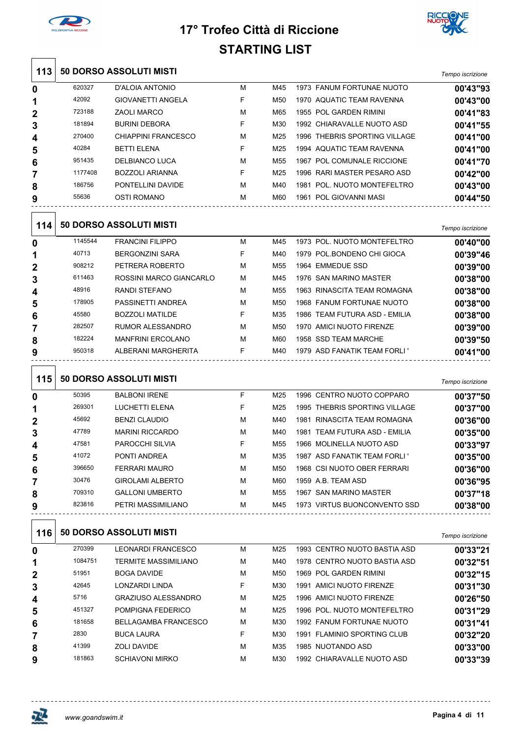# 17° Trofeo Città di Riccione

## STARTING LIST

### 113 50 DORSO ASSOLUTI MISTI

| Corsia | Tessera | Nome | Sesso | Cat. | Anno | Società | Tempo iscrizione |
|---|---|---|---|---|---|---|---|
| 0 | 620327 | D'ALOIA ANTONIO | M | M45 | 1973 | FANUM FORTUNAE NUOTO | 00'43"93 |
| 1 | 42092 | GIOVANETTI ANGELA | F | M50 | 1970 | AQUATIC TEAM RAVENNA | 00'43"00 |
| 2 | 723188 | ZAOLI MARCO | M | M65 | 1955 | POL GARDEN RIMINI | 00'41"83 |
| 3 | 181894 | BURINI DEBORA | F | M30 | 1992 | CHIARAVALLE NUOTO ASD | 00'41"55 |
| 4 | 270400 | CHIAPPINI FRANCESCO | M | M25 | 1996 | THEBRIS SPORTING VILLAGE | 00'41"00 |
| 5 | 40284 | BETTI ELENA | F | M25 | 1994 | AQUATIC TEAM RAVENNA | 00'41"00 |
| 6 | 951435 | DELBIANCO LUCA | M | M55 | 1967 | POL COMUNALE RICCIONE | 00'41"70 |
| 7 | 1177408 | BOZZOLI ARIANNA | F | M25 | 1996 | RARI MASTER PESARO ASD | 00'42"00 |
| 8 | 186756 | PONTELLINI DAVIDE | M | M40 | 1981 | POL. NUOTO MONTEFELTRO | 00'43"00 |
| 9 | 55636 | OSTI ROMANO | M | M60 | 1961 | POL GIOVANNI MASI | 00'44"50 |

### 114 50 DORSO ASSOLUTI MISTI

| Corsia | Tessera | Nome | Sesso | Cat. | Anno | Società | Tempo iscrizione |
|---|---|---|---|---|---|---|---|
| 0 | 1145544 | FRANCINI FILIPPO | M | M45 | 1973 | POL. NUOTO MONTEFELTRO | 00'40"00 |
| 1 | 40713 | BERGONZINI SARA | F | M40 | 1979 | POL.BONDENO CHI GIOCA | 00'39"46 |
| 2 | 908212 | PETRERA ROBERTO | M | M55 | 1964 | EMMEDUE SSD | 00'39"00 |
| 3 | 611463 | ROSSINI MARCO GIANCARLO | M | M45 | 1976 | SAN MARINO MASTER | 00'38"00 |
| 4 | 48916 | RANDI STEFANO | M | M55 | 1963 | RINASCITA TEAM ROMAGNA | 00'38"00 |
| 5 | 178905 | PASSINETTI ANDREA | M | M50 | 1968 | FANUM FORTUNAE NUOTO | 00'38"00 |
| 6 | 45580 | BOZZOLI MATILDE | F | M35 | 1986 | TEAM FUTURA ASD - EMILIA | 00'38"00 |
| 7 | 282507 | RUMOR ALESSANDRO | M | M50 | 1970 | AMICI NUOTO FIRENZE | 00'39"00 |
| 8 | 182224 | MANFRINI ERCOLANO | M | M60 | 1958 | SSD TEAM MARCHE | 00'39"50 |
| 9 | 950318 | ALBERANI MARGHERITA | F | M40 | 1979 | ASD FANATIK TEAM FORLI ' | 00'41"00 |

### 115 50 DORSO ASSOLUTI MISTI

| Corsia | Tessera | Nome | Sesso | Cat. | Anno | Società | Tempo iscrizione |
|---|---|---|---|---|---|---|---|
| 0 | 50395 | BALBONI IRENE | F | M25 | 1996 | CENTRO NUOTO COPPARO | 00'37"50 |
| 1 | 269301 | LUCHETTI ELENA | F | M25 | 1995 | THEBRIS SPORTING VILLAGE | 00'37"00 |
| 2 | 45692 | BENZI CLAUDIO | M | M40 | 1981 | RINASCITA TEAM ROMAGNA | 00'36"00 |
| 3 | 47789 | MARINI RICCARDO | M | M40 | 1981 | TEAM FUTURA ASD - EMILIA | 00'35"00 |
| 4 | 47581 | PAROCCHI SILVIA | F | M55 | 1966 | MOLINELLA NUOTO ASD | 00'33"97 |
| 5 | 41072 | PONTI ANDREA | M | M35 | 1987 | ASD FANATIK TEAM FORLI ' | 00'35"00 |
| 6 | 396650 | FERRARI MAURO | M | M50 | 1968 | CSI NUOTO OBER FERRARI | 00'36"00 |
| 7 | 30476 | GIROLAMI ALBERTO | M | M60 | 1959 | A.B. TEAM ASD | 00'36"95 |
| 8 | 709310 | GALLONI UMBERTO | M | M55 | 1967 | SAN MARINO MASTER | 00'37"18 |
| 9 | 823816 | PETRI MASSIMILIANO | M | M45 | 1973 | VIRTUS BUONCONVENTO SSD | 00'38"00 |

### 116 50 DORSO ASSOLUTI MISTI

| Corsia | Tessera | Nome | Sesso | Cat. | Anno | Società | Tempo iscrizione |
|---|---|---|---|---|---|---|---|
| 0 | 270399 | LEONARDI FRANCESCO | M | M25 | 1993 | CENTRO NUOTO BASTIA ASD | 00'33"21 |
| 1 | 1084751 | TERMITE MASSIMILIANO | M | M40 | 1978 | CENTRO NUOTO BASTIA ASD | 00'32"51 |
| 2 | 51951 | BOGA DAVIDE | M | M50 | 1969 | POL GARDEN RIMINI | 00'32"15 |
| 3 | 42645 | LONZARDI LINDA | F | M30 | 1991 | AMICI NUOTO FIRENZE | 00'31"30 |
| 4 | 5716 | GRAZIUSO ALESSANDRO | M | M25 | 1996 | AMICI NUOTO FIRENZE | 00'26"50 |
| 5 | 451327 | POMPIGNA FEDERICO | M | M25 | 1996 | POL. NUOTO MONTEFELTRO | 00'31"29 |
| 6 | 181658 | BELLAGAMBA FRANCESCO | M | M30 | 1992 | FANUM FORTUNAE NUOTO | 00'31"41 |
| 7 | 2830 | BUCA LAURA | F | M30 | 1991 | FLAMINIO SPORTING CLUB | 00'32"20 |
| 8 | 41399 | ZOLI DAVIDE | M | M35 | 1985 | NUOTANDO ASD | 00'33"00 |
| 9 | 181863 | SCHIAVONI MIRKO | M | M30 | 1992 | CHIARAVALLE NUOTO ASD | 00'33"39 |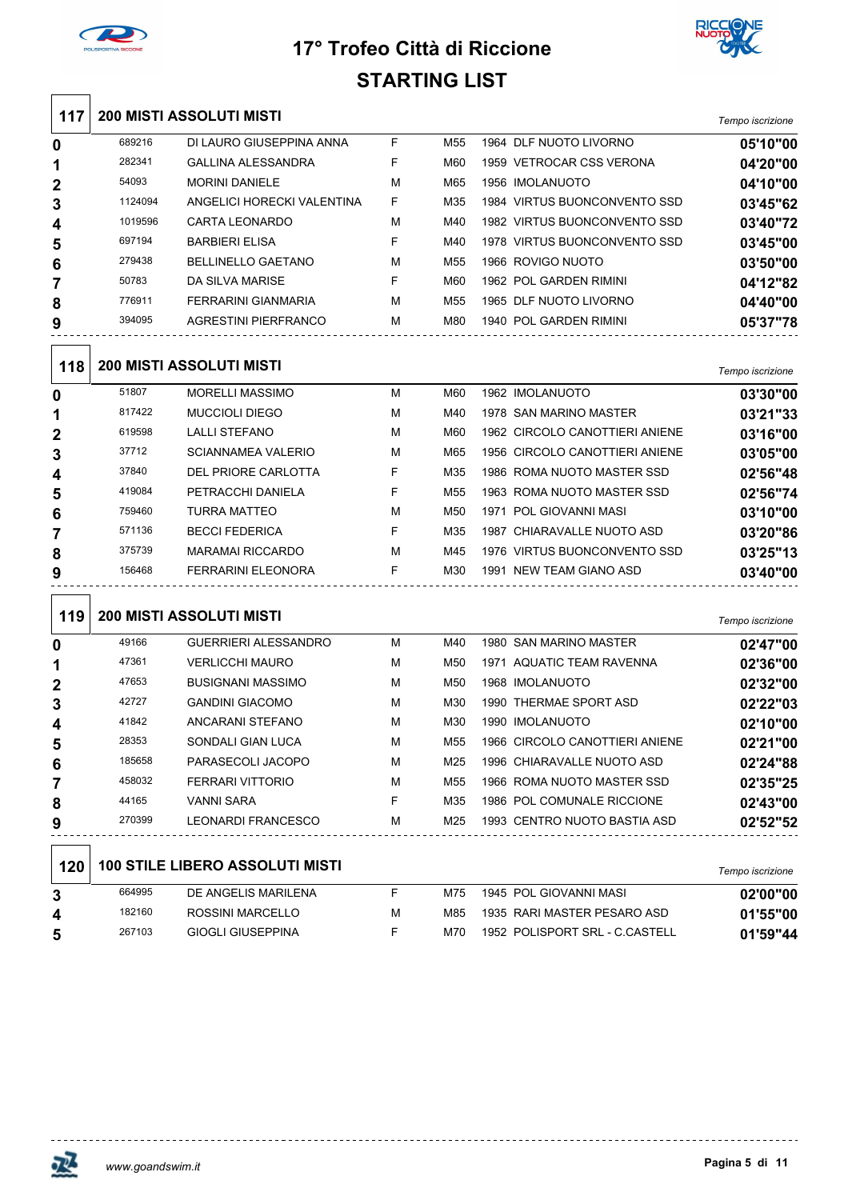# 17° Trofeo Città di Riccione

## STARTING LIST

### 117 200 MISTI ASSOLUTI MISTI

| Corsia | Tessera | Nome | Sesso | Cat. | Anno | Società | Tempo iscrizione |
|---|---|---|---|---|---|---|---|
| 0 | 689216 | DI LAURO GIUSEPPINA ANNA | F | M55 | 1964 | DLF NUOTO LIVORNO | 05'10"00 |
| 1 | 282341 | GALLINA ALESSANDRA | F | M60 | 1959 | VETROCAR CSS VERONA | 04'20"00 |
| 2 | 54093 | MORINI DANIELE | M | M65 | 1956 | IMOLANUOTO | 04'10"00 |
| 3 | 1124094 | ANGELICI HORECKI VALENTINA | F | M35 | 1984 | VIRTUS BUONCONVENTO SSD | 03'45"62 |
| 4 | 1019596 | CARTA LEONARDO | M | M40 | 1982 | VIRTUS BUONCONVENTO SSD | 03'40"72 |
| 5 | 697194 | BARBIERI ELISA | F | M40 | 1978 | VIRTUS BUONCONVENTO SSD | 03'45"00 |
| 6 | 279438 | BELLINELLO GAETANO | M | M55 | 1966 | ROVIGO NUOTO | 03'50"00 |
| 7 | 50783 | DA SILVA MARISE | F | M60 | 1962 | POL GARDEN RIMINI | 04'12"82 |
| 8 | 776911 | FERRARINI GIANMARIA | M | M55 | 1965 | DLF NUOTO LIVORNO | 04'40"00 |
| 9 | 394095 | AGRESTINI PIERFRANCO | M | M80 | 1940 | POL GARDEN RIMINI | 05'37"78 |

### 118 200 MISTI ASSOLUTI MISTI

| Corsia | Tessera | Nome | Sesso | Cat. | Anno | Società | Tempo iscrizione |
|---|---|---|---|---|---|---|---|
| 0 | 51807 | MORELLI MASSIMO | M | M60 | 1962 | IMOLANUOTO | 03'30"00 |
| 1 | 817422 | MUCCIOLI DIEGO | M | M40 | 1978 | SAN MARINO MASTER | 03'21"33 |
| 2 | 619598 | LALLI STEFANO | M | M60 | 1962 | CIRCOLO CANOTTIERI ANIENE | 03'16"00 |
| 3 | 37712 | SCIANNAMEA VALERIO | M | M65 | 1956 | CIRCOLO CANOTTIERI ANIENE | 03'05"00 |
| 4 | 37840 | DEL PRIORE CARLOTTA | F | M35 | 1986 | ROMA NUOTO MASTER SSD | 02'56"48 |
| 5 | 419084 | PETRACCHI DANIELA | F | M55 | 1963 | ROMA NUOTO MASTER SSD | 02'56"74 |
| 6 | 759460 | TURRA MATTEO | M | M50 | 1971 | POL GIOVANNI MASI | 03'10"00 |
| 7 | 571136 | BECCI FEDERICA | F | M35 | 1987 | CHIARAVALLE NUOTO ASD | 03'20"86 |
| 8 | 375739 | MARAMAI RICCARDO | M | M45 | 1976 | VIRTUS BUONCONVENTO SSD | 03'25"13 |
| 9 | 156468 | FERRARINI ELEONORA | F | M30 | 1991 | NEW TEAM GIANO ASD | 03'40"00 |

### 119 200 MISTI ASSOLUTI MISTI

| Corsia | Tessera | Nome | Sesso | Cat. | Anno | Società | Tempo iscrizione |
|---|---|---|---|---|---|---|---|
| 0 | 49166 | GUERRIERI ALESSANDRO | M | M40 | 1980 | SAN MARINO MASTER | 02'47"00 |
| 1 | 47361 | VERLICCHI MAURO | M | M50 | 1971 | AQUATIC TEAM RAVENNA | 02'36"00 |
| 2 | 47653 | BUSIGNANI MASSIMO | M | M50 | 1968 | IMOLANUOTO | 02'32"00 |
| 3 | 42727 | GANDINI GIACOMO | M | M30 | 1990 | THERMAE SPORT ASD | 02'22"03 |
| 4 | 41842 | ANCARANI STEFANO | M | M30 | 1990 | IMOLANUOTO | 02'10"00 |
| 5 | 28353 | SONDALI GIAN LUCA | M | M55 | 1966 | CIRCOLO CANOTTIERI ANIENE | 02'21"00 |
| 6 | 185658 | PARASECOLI JACOPO | M | M25 | 1996 | CHIARAVALLE NUOTO ASD | 02'24"88 |
| 7 | 458032 | FERRARI VITTORIO | M | M55 | 1966 | ROMA NUOTO MASTER SSD | 02'35"25 |
| 8 | 44165 | VANNI SARA | F | M35 | 1986 | POL COMUNALE RICCIONE | 02'43"00 |
| 9 | 270399 | LEONARDI FRANCESCO | M | M25 | 1993 | CENTRO NUOTO BASTIA ASD | 02'52"52 |

### 120 100 STILE LIBERO ASSOLUTI MISTI

| Corsia | Tessera | Nome | Sesso | Cat. | Anno | Società | Tempo iscrizione |
|---|---|---|---|---|---|---|---|
| 3 | 664995 | DE ANGELIS MARILENA | F | M75 | 1945 | POL GIOVANNI MASI | 02'00"00 |
| 4 | 182160 | ROSSINI MARCELLO | M | M85 | 1935 | RARI MASTER PESARO ASD | 01'55"00 |
| 5 | 267103 | GIOGLI GIUSEPPINA | F | M70 | 1952 | POLISPORT SRL - C.CASTELL | 01'59"44 |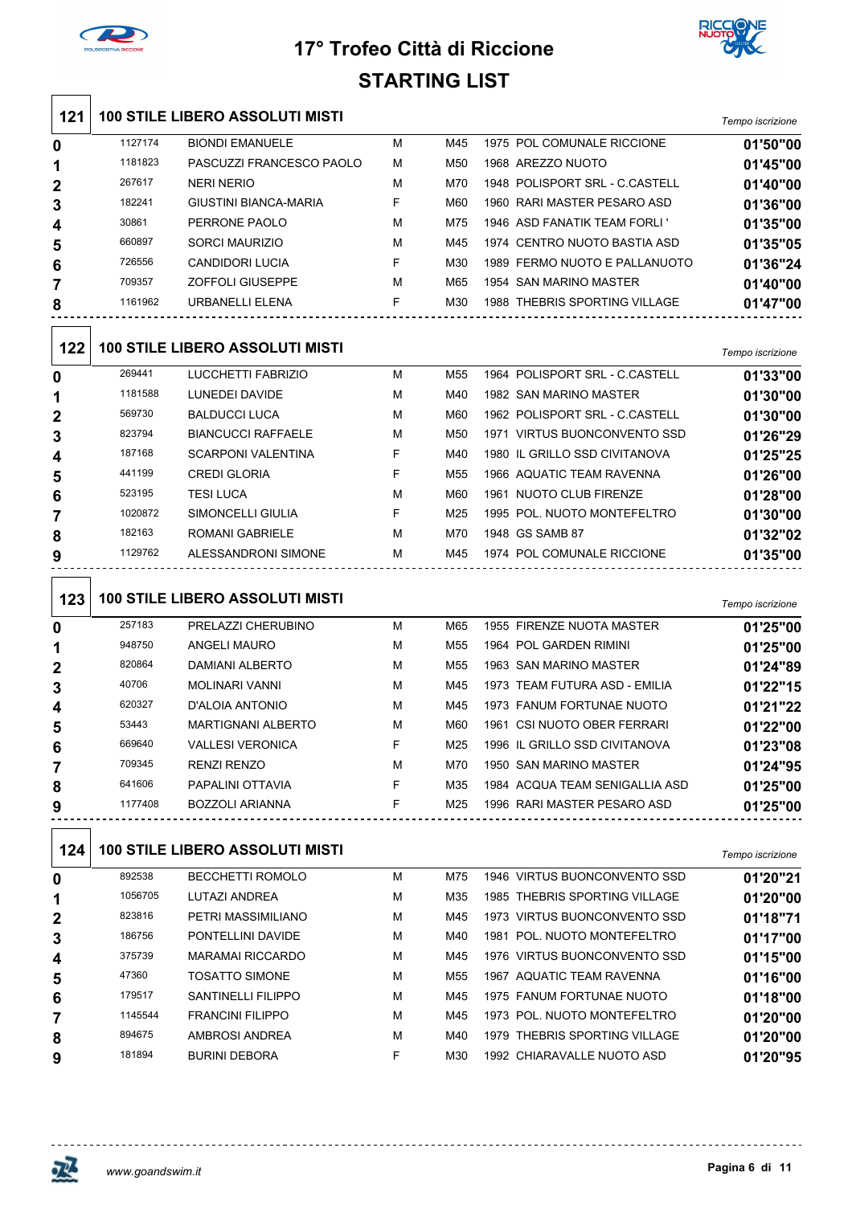# 17° Trofeo Città di Riccione

## STARTING LIST

### 121 100 STILE LIBERO ASSOLUTI MISTI

| | | | | | | | *Tempo iscrizione* |
|---|---|---|---|---|---|---|---|
| **0** | 1127174 | BIONDI EMANUELE | M | M45 | 1975 | POL COMUNALE RICCIONE | **01'50"00** |
| **1** | 1181823 | PASCUZZI FRANCESCO PAOLO | M | M50 | 1968 | AREZZO NUOTO | **01'45"00** |
| **2** | 267617 | NERI NERIO | M | M70 | 1948 | POLISPORT SRL - C.CASTELL | **01'40"00** |
| **3** | 182241 | GIUSTINI BIANCA-MARIA | F | M60 | 1960 | RARI MASTER PESARO ASD | **01'36"00** |
| **4** | 30861 | PERRONE PAOLO | M | M75 | 1946 | ASD FANATIK TEAM FORLI ' | **01'35"00** |
| **5** | 660897 | SORCI MAURIZIO | M | M45 | 1974 | CENTRO NUOTO BASTIA ASD | **01'35"05** |
| **6** | 726556 | CANDIDORI LUCIA | F | M30 | 1989 | FERMO NUOTO E PALLANUOTO | **01'36"24** |
| **7** | 709357 | ZOFFOLI GIUSEPPE | M | M65 | 1954 | SAN MARINO MASTER | **01'40"00** |
| **8** | 1161962 | URBANELLI ELENA | F | M30 | 1988 | THEBRIS SPORTING VILLAGE | **01'47"00** |

### 122 100 STILE LIBERO ASSOLUTI MISTI

| | | | | | | | *Tempo iscrizione* |
|---|---|---|---|---|---|---|---|
| **0** | 269441 | LUCCHETTI FABRIZIO | M | M55 | 1964 | POLISPORT SRL - C.CASTELL | **01'33"00** |
| **1** | 1181588 | LUNEDEI DAVIDE | M | M40 | 1982 | SAN MARINO MASTER | **01'30"00** |
| **2** | 569730 | BALDUCCI LUCA | M | M60 | 1962 | POLISPORT SRL - C.CASTELL | **01'30"00** |
| **3** | 823794 | BIANCUCCI RAFFAELE | M | M50 | 1971 | VIRTUS BUONCONVENTO SSD | **01'26"29** |
| **4** | 187168 | SCARPONI VALENTINA | F | M40 | 1980 | IL GRILLO SSD CIVITANOVA | **01'25"25** |
| **5** | 441199 | CREDI GLORIA | F | M55 | 1966 | AQUATIC TEAM RAVENNA | **01'26"00** |
| **6** | 523195 | TESI LUCA | M | M60 | 1961 | NUOTO CLUB FIRENZE | **01'28"00** |
| **7** | 1020872 | SIMONCELLI GIULIA | F | M25 | 1995 | POL. NUOTO MONTEFELTRO | **01'30"00** |
| **8** | 182163 | ROMANI GABRIELE | M | M70 | 1948 | GS SAMB 87 | **01'32"02** |
| **9** | 1129762 | ALESSANDRONI SIMONE | M | M45 | 1974 | POL COMUNALE RICCIONE | **01'35"00** |

### 123 100 STILE LIBERO ASSOLUTI MISTI

| | | | | | | | *Tempo iscrizione* |
|---|---|---|---|---|---|---|---|
| **0** | 257183 | PRELAZZI CHERUBINO | M | M65 | 1955 | FIRENZE NUOTA MASTER | **01'25"00** |
| **1** | 948750 | ANGELI MAURO | M | M55 | 1964 | POL GARDEN RIMINI | **01'25"00** |
| **2** | 820864 | DAMIANI ALBERTO | M | M55 | 1963 | SAN MARINO MASTER | **01'24"89** |
| **3** | 40706 | MOLINARI VANNI | M | M45 | 1973 | TEAM FUTURA ASD - EMILIA | **01'22"15** |
| **4** | 620327 | D'ALOIA ANTONIO | M | M45 | 1973 | FANUM FORTUNAE NUOTO | **01'21"22** |
| **5** | 53443 | MARTIGNANI ALBERTO | M | M60 | 1961 | CSI NUOTO OBER FERRARI | **01'22"00** |
| **6** | 669640 | VALLESI VERONICA | F | M25 | 1996 | IL GRILLO SSD CIVITANOVA | **01'23"08** |
| **7** | 709345 | RENZI RENZO | M | M70 | 1950 | SAN MARINO MASTER | **01'24"95** |
| **8** | 641606 | PAPALINI OTTAVIA | F | M35 | 1984 | ACQUA TEAM SENIGALLIA ASD | **01'25"00** |
| **9** | 1177408 | BOZZOLI ARIANNA | F | M25 | 1996 | RARI MASTER PESARO ASD | **01'25"00** |

### 124 100 STILE LIBERO ASSOLUTI MISTI

| | | | | | | | *Tempo iscrizione* |
|---|---|---|---|---|---|---|---|
| **0** | 892538 | BECCHETTI ROMOLO | M | M75 | 1946 | VIRTUS BUONCONVENTO SSD | **01'20"21** |
| **1** | 1056705 | LUTAZI ANDREA | M | M35 | 1985 | THEBRIS SPORTING VILLAGE | **01'20"00** |
| **2** | 823816 | PETRI MASSIMILIANO | M | M45 | 1973 | VIRTUS BUONCONVENTO SSD | **01'18"71** |
| **3** | 186756 | PONTELLINI DAVIDE | M | M40 | 1981 | POL. NUOTO MONTEFELTRO | **01'17"00** |
| **4** | 375739 | MARAMAI RICCARDO | M | M45 | 1976 | VIRTUS BUONCONVENTO SSD | **01'15"00** |
| **5** | 47360 | TOSATTO SIMONE | M | M55 | 1967 | AQUATIC TEAM RAVENNA | **01'16"00** |
| **6** | 179517 | SANTINELLI FILIPPO | M | M45 | 1975 | FANUM FORTUNAE NUOTO | **01'18"00** |
| **7** | 1145544 | FRANCINI FILIPPO | M | M45 | 1973 | POL. NUOTO MONTEFELTRO | **01'20"00** |
| **8** | 894675 | AMBROSI ANDREA | M | M40 | 1979 | THEBRIS SPORTING VILLAGE | **01'20"00** |
| **9** | 181894 | BURINI DEBORA | F | M30 | 1992 | CHIARAVALLE NUOTO ASD | **01'20"95** |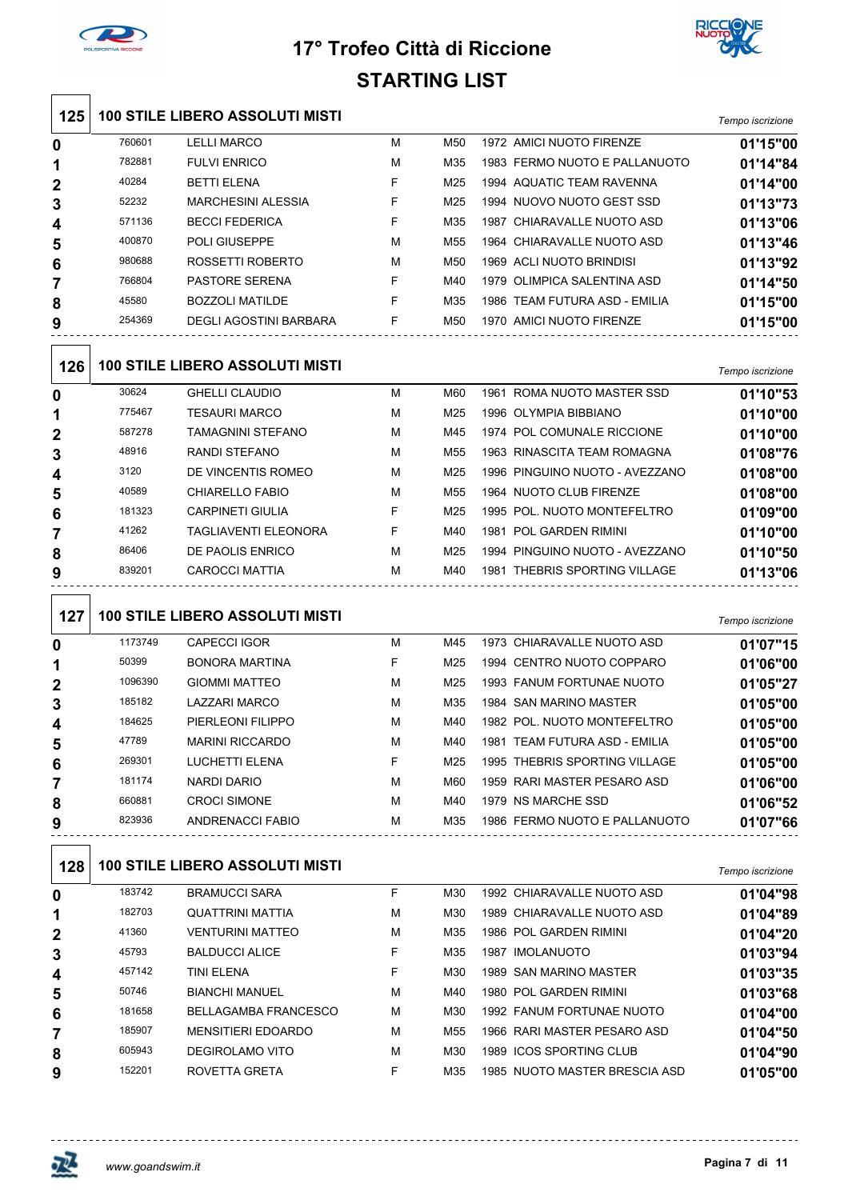# 17° Trofeo Città di Riccione

## STARTING LIST

### 125 — 100 STILE LIBERO ASSOLUTI MISTI

| Corsia | Codice | Nome | Sesso | Cat. | Anno | Società | Tempo iscrizione |
|---|---|---|---|---|---|---|---|
| 0 | 760601 | LELLI MARCO | M | M50 | 1972 | AMICI NUOTO FIRENZE | 01'15"00 |
| 1 | 782881 | FULVI ENRICO | M | M35 | 1983 | FERMO NUOTO E PALLANUOTO | 01'14"84 |
| 2 | 40284 | BETTI ELENA | F | M25 | 1994 | AQUATIC TEAM RAVENNA | 01'14"00 |
| 3 | 52232 | MARCHESINI ALESSIA | F | M25 | 1994 | NUOVO NUOTO GEST SSD | 01'13"73 |
| 4 | 571136 | BECCI FEDERICA | F | M35 | 1987 | CHIARAVALLE NUOTO ASD | 01'13"06 |
| 5 | 400870 | POLI GIUSEPPE | M | M55 | 1964 | CHIARAVALLE NUOTO ASD | 01'13"46 |
| 6 | 980688 | ROSSETTI ROBERTO | M | M50 | 1969 | ACLI NUOTO BRINDISI | 01'13"92 |
| 7 | 766804 | PASTORE SERENA | F | M40 | 1979 | OLIMPICA SALENTINA ASD | 01'14"50 |
| 8 | 45580 | BOZZOLI MATILDE | F | M35 | 1986 | TEAM FUTURA ASD - EMILIA | 01'15"00 |
| 9 | 254369 | DEGLI AGOSTINI BARBARA | F | M50 | 1970 | AMICI NUOTO FIRENZE | 01'15"00 |

### 126 — 100 STILE LIBERO ASSOLUTI MISTI

| Corsia | Codice | Nome | Sesso | Cat. | Anno | Società | Tempo iscrizione |
|---|---|---|---|---|---|---|---|
| 0 | 30624 | GHELLI CLAUDIO | M | M60 | 1961 | ROMA NUOTO MASTER SSD | 01'10"53 |
| 1 | 775467 | TESAURI MARCO | M | M25 | 1996 | OLYMPIA BIBBIANO | 01'10"00 |
| 2 | 587278 | TAMAGNINI STEFANO | M | M45 | 1974 | POL COMUNALE RICCIONE | 01'10"00 |
| 3 | 48916 | RANDI STEFANO | M | M55 | 1963 | RINASCITA TEAM ROMAGNA | 01'08"76 |
| 4 | 3120 | DE VINCENTIS ROMEO | M | M25 | 1996 | PINGUINO NUOTO - AVEZZANO | 01'08"00 |
| 5 | 40589 | CHIARELLO FABIO | M | M55 | 1964 | NUOTO CLUB FIRENZE | 01'08"00 |
| 6 | 181323 | CARPINETI GIULIA | F | M25 | 1995 | POL. NUOTO MONTEFELTRO | 01'09"00 |
| 7 | 41262 | TAGLIAVENTI ELEONORA | F | M40 | 1981 | POL GARDEN RIMINI | 01'10"00 |
| 8 | 86406 | DE PAOLIS ENRICO | M | M25 | 1994 | PINGUINO NUOTO - AVEZZANO | 01'10"50 |
| 9 | 839201 | CAROCCI MATTIA | M | M40 | 1981 | THEBRIS SPORTING VILLAGE | 01'13"06 |

### 127 — 100 STILE LIBERO ASSOLUTI MISTI

| Corsia | Codice | Nome | Sesso | Cat. | Anno | Società | Tempo iscrizione |
|---|---|---|---|---|---|---|---|
| 0 | 1173749 | CAPECCI IGOR | M | M45 | 1973 | CHIARAVALLE NUOTO ASD | 01'07"15 |
| 1 | 50399 | BONORA MARTINA | F | M25 | 1994 | CENTRO NUOTO COPPARO | 01'06"00 |
| 2 | 1096390 | GIOMMI MATTEO | M | M25 | 1993 | FANUM FORTUNAE NUOTO | 01'05"27 |
| 3 | 185182 | LAZZARI MARCO | M | M35 | 1984 | SAN MARINO MASTER | 01'05"00 |
| 4 | 184625 | PIERLEONI FILIPPO | M | M40 | 1982 | POL. NUOTO MONTEFELTRO | 01'05"00 |
| 5 | 47789 | MARINI RICCARDO | M | M40 | 1981 | TEAM FUTURA ASD - EMILIA | 01'05"00 |
| 6 | 269301 | LUCHETTI ELENA | F | M25 | 1995 | THEBRIS SPORTING VILLAGE | 01'05"00 |
| 7 | 181174 | NARDI DARIO | M | M60 | 1959 | RARI MASTER PESARO ASD | 01'06"00 |
| 8 | 660881 | CROCI SIMONE | M | M40 | 1979 | NS MARCHE SSD | 01'06"52 |
| 9 | 823936 | ANDRENACCI FABIO | M | M35 | 1986 | FERMO NUOTO E PALLANUOTO | 01'07"66 |

### 128 — 100 STILE LIBERO ASSOLUTI MISTI

| Corsia | Codice | Nome | Sesso | Cat. | Anno | Società | Tempo iscrizione |
|---|---|---|---|---|---|---|---|
| 0 | 183742 | BRAMUCCI SARA | F | M30 | 1992 | CHIARAVALLE NUOTO ASD | 01'04"98 |
| 1 | 182703 | QUATTRINI MATTIA | M | M30 | 1989 | CHIARAVALLE NUOTO ASD | 01'04"89 |
| 2 | 41360 | VENTURINI MATTEO | M | M35 | 1986 | POL GARDEN RIMINI | 01'04"20 |
| 3 | 45793 | BALDUCCI ALICE | F | M35 | 1987 | IMOLANUOTO | 01'03"94 |
| 4 | 457142 | TINI ELENA | F | M30 | 1989 | SAN MARINO MASTER | 01'03"35 |
| 5 | 50746 | BIANCHI MANUEL | M | M40 | 1980 | POL GARDEN RIMINI | 01'03"68 |
| 6 | 181658 | BELLAGAMBA FRANCESCO | M | M30 | 1992 | FANUM FORTUNAE NUOTO | 01'04"00 |
| 7 | 185907 | MENSITIERI EDOARDO | M | M55 | 1966 | RARI MASTER PESARO ASD | 01'04"50 |
| 8 | 605943 | DEGIROLAMO VITO | M | M30 | 1989 | ICOS SPORTING CLUB | 01'04"90 |
| 9 | 152201 | ROVETTA GRETA | F | M35 | 1985 | NUOTO MASTER BRESCIA ASD | 01'05"00 |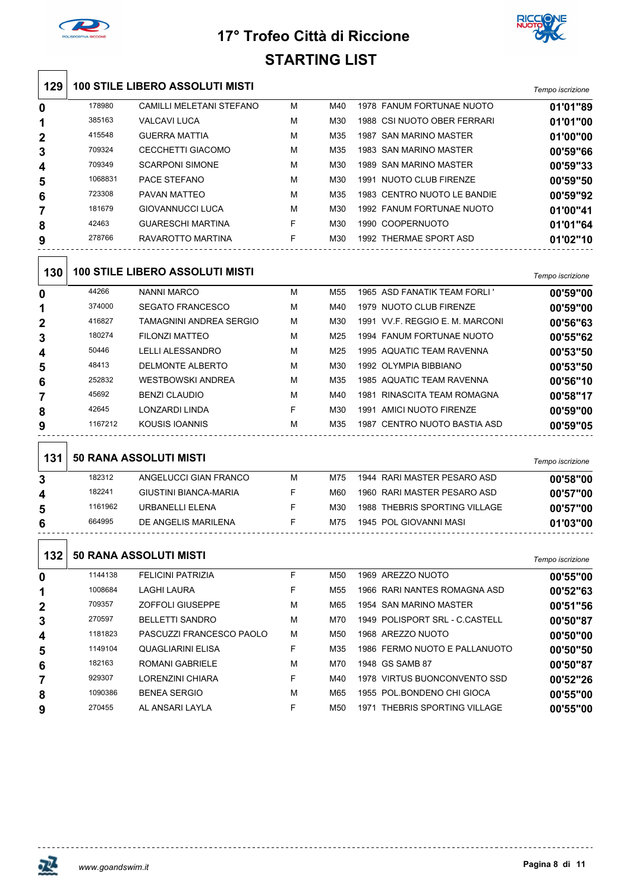# 17° Trofeo Città di Riccione

## STARTING LIST

### 129 100 STILE LIBERO ASSOLUTI MISTI

| Corsia | Tessera | Nome | Sesso | Cat. | Anno | Società | Tempo iscrizione |
|---|---|---|---|---|---|---|---|
| 0 | 178980 | CAMILLI MELETANI STEFANO | M | M40 | 1978 | FANUM FORTUNAE NUOTO | 01'01"89 |
| 1 | 385163 | VALCAVI LUCA | M | M30 | 1988 | CSI NUOTO OBER FERRARI | 01'01"00 |
| 2 | 415548 | GUERRA MATTIA | M | M35 | 1987 | SAN MARINO MASTER | 01'00"00 |
| 3 | 709324 | CECCHETTI GIACOMO | M | M35 | 1983 | SAN MARINO MASTER | 00'59"66 |
| 4 | 709349 | SCARPONI SIMONE | M | M30 | 1989 | SAN MARINO MASTER | 00'59"33 |
| 5 | 1068831 | PACE STEFANO | M | M30 | 1991 | NUOTO CLUB FIRENZE | 00'59"50 |
| 6 | 723308 | PAVAN MATTEO | M | M35 | 1983 | CENTRO NUOTO LE BANDIE | 00'59"92 |
| 7 | 181679 | GIOVANNUCCI LUCA | M | M30 | 1992 | FANUM FORTUNAE NUOTO | 01'00"41 |
| 8 | 42463 | GUARESCHI MARTINA | F | M30 | 1990 | COOPERNUOTO | 01'01"64 |
| 9 | 278766 | RAVAROTTO MARTINA | F | M30 | 1992 | THERMAE SPORT ASD | 01'02"10 |

### 130 100 STILE LIBERO ASSOLUTI MISTI

| Corsia | Tessera | Nome | Sesso | Cat. | Anno | Società | Tempo iscrizione |
|---|---|---|---|---|---|---|---|
| 0 | 44266 | NANNI MARCO | M | M55 | 1965 | ASD FANATIK TEAM FORLI ' | 00'59"00 |
| 1 | 374000 | SEGATO FRANCESCO | M | M40 | 1979 | NUOTO CLUB FIRENZE | 00'59"00 |
| 2 | 416827 | TAMAGNINI ANDREA SERGIO | M | M30 | 1991 | VV.F. REGGIO E. M. MARCONI | 00'56"63 |
| 3 | 180274 | FILONZI MATTEO | M | M25 | 1994 | FANUM FORTUNAE NUOTO | 00'55"62 |
| 4 | 50446 | LELLI ALESSANDRO | M | M25 | 1995 | AQUATIC TEAM RAVENNA | 00'53"50 |
| 5 | 48413 | DELMONTE ALBERTO | M | M30 | 1992 | OLYMPIA BIBBIANO | 00'53"50 |
| 6 | 252832 | WESTBOWSKI ANDREA | M | M35 | 1985 | AQUATIC TEAM RAVENNA | 00'56"10 |
| 7 | 45692 | BENZI CLAUDIO | M | M40 | 1981 | RINASCITA TEAM ROMAGNA | 00'58"17 |
| 8 | 42645 | LONZARDI LINDA | F | M30 | 1991 | AMICI NUOTO FIRENZE | 00'59"00 |
| 9 | 1167212 | KOUSIS IOANNIS | M | M35 | 1987 | CENTRO NUOTO BASTIA ASD | 00'59"05 |

### 131 50 RANA ASSOLUTI MISTI

| Corsia | Tessera | Nome | Sesso | Cat. | Anno | Società | Tempo iscrizione |
|---|---|---|---|---|---|---|---|
| 3 | 182312 | ANGELUCCI GIAN FRANCO | M | M75 | 1944 | RARI MASTER PESARO ASD | 00'58"00 |
| 4 | 182241 | GIUSTINI BIANCA-MARIA | F | M60 | 1960 | RARI MASTER PESARO ASD | 00'57"00 |
| 5 | 1161962 | URBANELLI ELENA | F | M30 | 1988 | THEBRIS SPORTING VILLAGE | 00'57"00 |
| 6 | 664995 | DE ANGELIS MARILENA | F | M75 | 1945 | POL GIOVANNI MASI | 01'03"00 |

### 132 50 RANA ASSOLUTI MISTI

| Corsia | Tessera | Nome | Sesso | Cat. | Anno | Società | Tempo iscrizione |
|---|---|---|---|---|---|---|---|
| 0 | 1144138 | FELICINI PATRIZIA | F | M50 | 1969 | AREZZO NUOTO | 00'55"00 |
| 1 | 1008684 | LAGHI LAURA | F | M55 | 1966 | RARI NANTES ROMAGNA ASD | 00'52"63 |
| 2 | 709357 | ZOFFOLI GIUSEPPE | M | M65 | 1954 | SAN MARINO MASTER | 00'51"56 |
| 3 | 270597 | BELLETTI SANDRO | M | M70 | 1949 | POLISPORT SRL - C.CASTELL | 00'50"87 |
| 4 | 1181823 | PASCUZZI FRANCESCO PAOLO | M | M50 | 1968 | AREZZO NUOTO | 00'50"00 |
| 5 | 1149104 | QUAGLIARINI ELISA | F | M35 | 1986 | FERMO NUOTO E PALLANUOTO | 00'50"50 |
| 6 | 182163 | ROMANI GABRIELE | M | M70 | 1948 | GS SAMB 87 | 00'50"87 |
| 7 | 929307 | LORENZINI CHIARA | F | M40 | 1978 | VIRTUS BUONCONVENTO SSD | 00'52"26 |
| 8 | 1090386 | BENEA SERGIO | M | M65 | 1955 | POL.BONDENO CHI GIOCA | 00'55"00 |
| 9 | 270455 | AL ANSARI LAYLA | F | M50 | 1971 | THEBRIS SPORTING VILLAGE | 00'55"00 |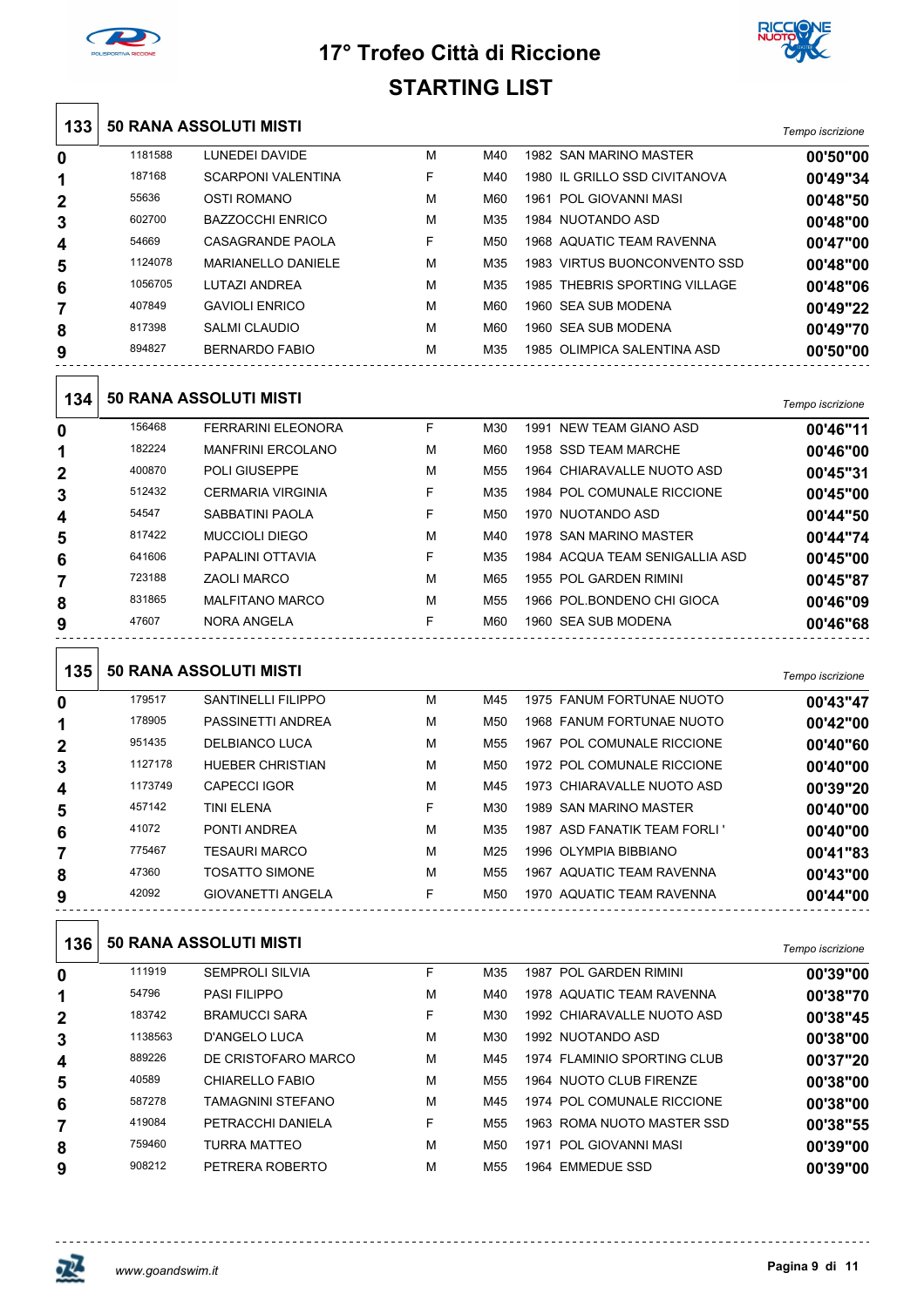# 17° Trofeo Città di Riccione

## STARTING LIST

### 133 50 RANA ASSOLUTI MISTI

| Corsia | Tessera | Nome | Sesso | Cat. | Anno | Società | Tempo iscrizione |
|---|---|---|---|---|---|---|---|
| 0 | 1181588 | LUNEDEI DAVIDE | M | M40 | 1982 | SAN MARINO MASTER | 00'50"00 |
| 1 | 187168 | SCARPONI VALENTINA | F | M40 | 1980 | IL GRILLO SSD CIVITANOVA | 00'49"34 |
| 2 | 55636 | OSTI ROMANO | M | M60 | 1961 | POL GIOVANNI MASI | 00'48"50 |
| 3 | 602700 | BAZZOCCHI ENRICO | M | M35 | 1984 | NUOTANDO ASD | 00'48"00 |
| 4 | 54669 | CASAGRANDE PAOLA | F | M50 | 1968 | AQUATIC TEAM RAVENNA | 00'47"00 |
| 5 | 1124078 | MARIANELLO DANIELE | M | M35 | 1983 | VIRTUS BUONCONVENTO SSD | 00'48"00 |
| 6 | 1056705 | LUTAZI ANDREA | M | M35 | 1985 | THEBRIS SPORTING VILLAGE | 00'48"06 |
| 7 | 407849 | GAVIOLI ENRICO | M | M60 | 1960 | SEA SUB MODENA | 00'49"22 |
| 8 | 817398 | SALMI CLAUDIO | M | M60 | 1960 | SEA SUB MODENA | 00'49"70 |
| 9 | 894827 | BERNARDO FABIO | M | M35 | 1985 | OLIMPICA SALENTINA ASD | 00'50"00 |

### 134 50 RANA ASSOLUTI MISTI

| Corsia | Tessera | Nome | Sesso | Cat. | Anno | Società | Tempo iscrizione |
|---|---|---|---|---|---|---|---|
| 0 | 156468 | FERRARINI ELEONORA | F | M30 | 1991 | NEW TEAM GIANO ASD | 00'46"11 |
| 1 | 182224 | MANFRINI ERCOLANO | M | M60 | 1958 | SSD TEAM MARCHE | 00'46"00 |
| 2 | 400870 | POLI GIUSEPPE | M | M55 | 1964 | CHIARAVALLE NUOTO ASD | 00'45"31 |
| 3 | 512432 | CERMARIA VIRGINIA | F | M35 | 1984 | POL COMUNALE RICCIONE | 00'45"00 |
| 4 | 54547 | SABBATINI PAOLA | F | M50 | 1970 | NUOTANDO ASD | 00'44"50 |
| 5 | 817422 | MUCCIOLI DIEGO | M | M40 | 1978 | SAN MARINO MASTER | 00'44"74 |
| 6 | 641606 | PAPALINI OTTAVIA | F | M35 | 1984 | ACQUA TEAM SENIGALLIA ASD | 00'45"00 |
| 7 | 723188 | ZAOLI MARCO | M | M65 | 1955 | POL GARDEN RIMINI | 00'45"87 |
| 8 | 831865 | MALFITANO MARCO | M | M55 | 1966 | POL.BONDENO CHI GIOCA | 00'46"09 |
| 9 | 47607 | NORA ANGELA | F | M60 | 1960 | SEA SUB MODENA | 00'46"68 |

### 135 50 RANA ASSOLUTI MISTI

| Corsia | Tessera | Nome | Sesso | Cat. | Anno | Società | Tempo iscrizione |
|---|---|---|---|---|---|---|---|
| 0 | 179517 | SANTINELLI FILIPPO | M | M45 | 1975 | FANUM FORTUNAE NUOTO | 00'43"47 |
| 1 | 178905 | PASSINETTI ANDREA | M | M50 | 1968 | FANUM FORTUNAE NUOTO | 00'42"00 |
| 2 | 951435 | DELBIANCO LUCA | M | M55 | 1967 | POL COMUNALE RICCIONE | 00'40"60 |
| 3 | 1127178 | HUEBER CHRISTIAN | M | M50 | 1972 | POL COMUNALE RICCIONE | 00'40"00 |
| 4 | 1173749 | CAPECCI IGOR | M | M45 | 1973 | CHIARAVALLE NUOTO ASD | 00'39"20 |
| 5 | 457142 | TINI ELENA | F | M30 | 1989 | SAN MARINO MASTER | 00'40"00 |
| 6 | 41072 | PONTI ANDREA | M | M35 | 1987 | ASD FANATIK TEAM FORLI ' | 00'40"00 |
| 7 | 775467 | TESAURI MARCO | M | M25 | 1996 | OLYMPIA BIBBIANO | 00'41"83 |
| 8 | 47360 | TOSATTO SIMONE | M | M55 | 1967 | AQUATIC TEAM RAVENNA | 00'43"00 |
| 9 | 42092 | GIOVANETTI ANGELA | F | M50 | 1970 | AQUATIC TEAM RAVENNA | 00'44"00 |

### 136 50 RANA ASSOLUTI MISTI

| Corsia | Tessera | Nome | Sesso | Cat. | Anno | Società | Tempo iscrizione |
|---|---|---|---|---|---|---|---|
| 0 | 111919 | SEMPROLI SILVIA | F | M35 | 1987 | POL GARDEN RIMINI | 00'39"00 |
| 1 | 54796 | PASI FILIPPO | M | M40 | 1978 | AQUATIC TEAM RAVENNA | 00'38"70 |
| 2 | 183742 | BRAMUCCI SARA | F | M30 | 1992 | CHIARAVALLE NUOTO ASD | 00'38"45 |
| 3 | 1138563 | D'ANGELO LUCA | M | M30 | 1992 | NUOTANDO ASD | 00'38"00 |
| 4 | 889226 | DE CRISTOFARO MARCO | M | M45 | 1974 | FLAMINIO SPORTING CLUB | 00'37"20 |
| 5 | 40589 | CHIARELLO FABIO | M | M55 | 1964 | NUOTO CLUB FIRENZE | 00'38"00 |
| 6 | 587278 | TAMAGNINI STEFANO | M | M45 | 1974 | POL COMUNALE RICCIONE | 00'38"00 |
| 7 | 419084 | PETRACCHI DANIELA | F | M55 | 1963 | ROMA NUOTO MASTER SSD | 00'38"55 |
| 8 | 759460 | TURRA MATTEO | M | M50 | 1971 | POL GIOVANNI MASI | 00'39"00 |
| 9 | 908212 | PETRERA ROBERTO | M | M55 | 1964 | EMMEDUE SSD | 00'39"00 |

www.goandswim.it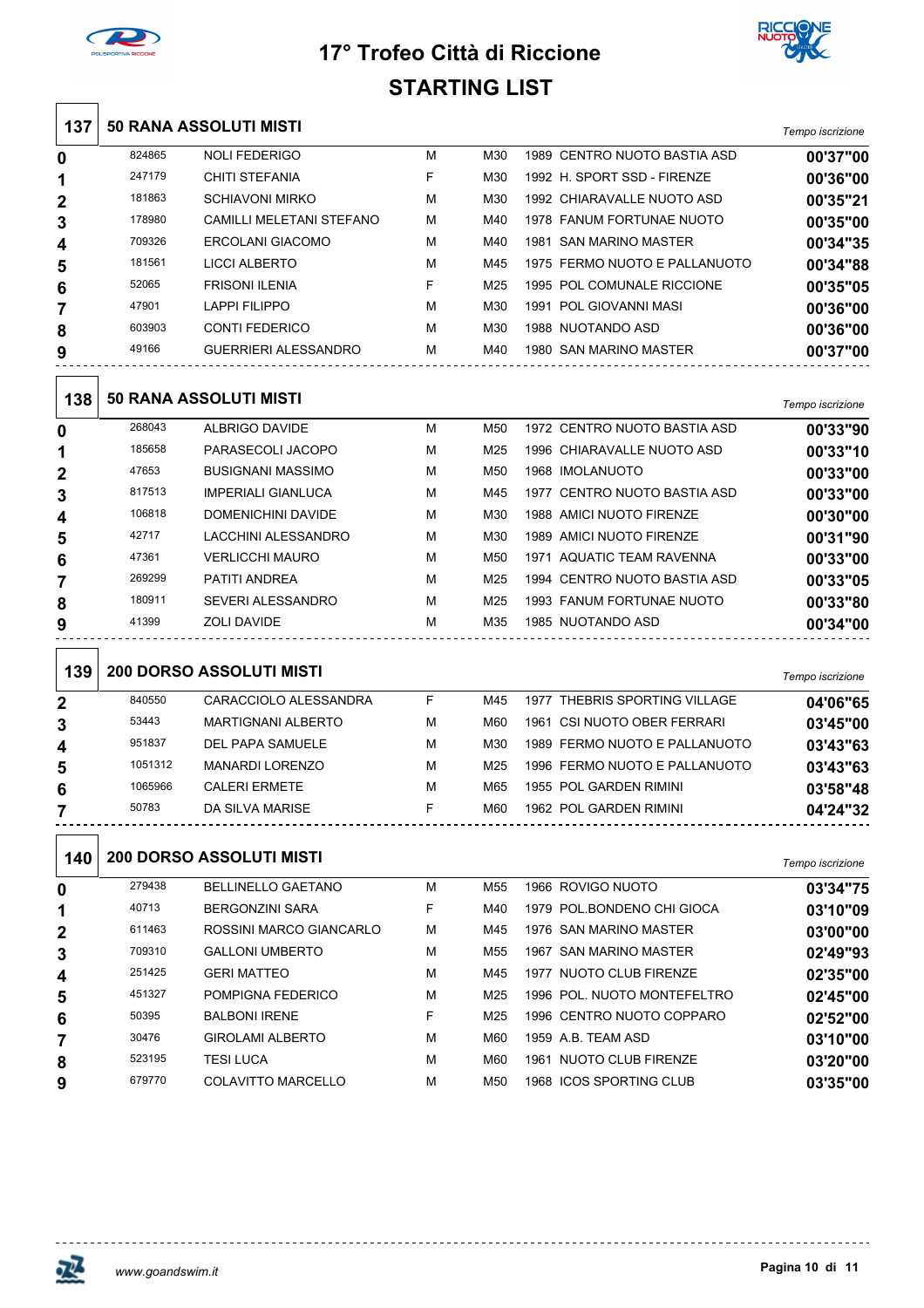# 17° Trofeo Città di Riccione

## STARTING LIST

### 137 50 RANA ASSOLUTI MISTI

| Corsia | Tessera | Nome | Sesso | Cat. | Anno | Società | Tempo iscrizione |
|---|---|---|---|---|---|---|---|
| 0 | 824865 | NOLI FEDERIGO | M | M30 | 1989 | CENTRO NUOTO BASTIA ASD | 00'37"00 |
| 1 | 247179 | CHITI STEFANIA | F | M30 | 1992 | H. SPORT SSD - FIRENZE | 00'36"00 |
| 2 | 181863 | SCHIAVONI MIRKO | M | M30 | 1992 | CHIARAVALLE NUOTO ASD | 00'35"21 |
| 3 | 178980 | CAMILLI MELETANI STEFANO | M | M40 | 1978 | FANUM FORTUNAE NUOTO | 00'35"00 |
| 4 | 709326 | ERCOLANI GIACOMO | M | M40 | 1981 | SAN MARINO MASTER | 00'34"35 |
| 5 | 181561 | LICCI ALBERTO | M | M45 | 1975 | FERMO NUOTO E PALLANUOTO | 00'34"88 |
| 6 | 52065 | FRISONI ILENIA | F | M25 | 1995 | POL COMUNALE RICCIONE | 00'35"05 |
| 7 | 47901 | LAPPI FILIPPO | M | M30 | 1991 | POL GIOVANNI MASI | 00'36"00 |
| 8 | 603903 | CONTI FEDERICO | M | M30 | 1988 | NUOTANDO ASD | 00'36"00 |
| 9 | 49166 | GUERRIERI ALESSANDRO | M | M40 | 1980 | SAN MARINO MASTER | 00'37"00 |

### 138 50 RANA ASSOLUTI MISTI

| Corsia | Tessera | Nome | Sesso | Cat. | Anno | Società | Tempo iscrizione |
|---|---|---|---|---|---|---|---|
| 0 | 268043 | ALBRIGO DAVIDE | M | M50 | 1972 | CENTRO NUOTO BASTIA ASD | 00'33"90 |
| 1 | 185658 | PARASECOLI JACOPO | M | M25 | 1996 | CHIARAVALLE NUOTO ASD | 00'33"10 |
| 2 | 47653 | BUSIGNANI MASSIMO | M | M50 | 1968 | IMOLANUOTO | 00'33"00 |
| 3 | 817513 | IMPERIALI GIANLUCA | M | M45 | 1977 | CENTRO NUOTO BASTIA ASD | 00'33"00 |
| 4 | 106818 | DOMENICHINI DAVIDE | M | M30 | 1988 | AMICI NUOTO FIRENZE | 00'30"00 |
| 5 | 42717 | LACCHINI ALESSANDRO | M | M30 | 1989 | AMICI NUOTO FIRENZE | 00'31"90 |
| 6 | 47361 | VERLICCHI MAURO | M | M50 | 1971 | AQUATIC TEAM RAVENNA | 00'33"00 |
| 7 | 269299 | PATITI ANDREA | M | M25 | 1994 | CENTRO NUOTO BASTIA ASD | 00'33"05 |
| 8 | 180911 | SEVERI ALESSANDRO | M | M25 | 1993 | FANUM FORTUNAE NUOTO | 00'33"80 |
| 9 | 41399 | ZOLI DAVIDE | M | M35 | 1985 | NUOTANDO ASD | 00'34"00 |

### 139 200 DORSO ASSOLUTI MISTI

| Corsia | Tessera | Nome | Sesso | Cat. | Anno | Società | Tempo iscrizione |
|---|---|---|---|---|---|---|---|
| 2 | 840550 | CARACCIOLO ALESSANDRA | F | M45 | 1977 | THEBRIS SPORTING VILLAGE | 04'06"65 |
| 3 | 53443 | MARTIGNANI ALBERTO | M | M60 | 1961 | CSI NUOTO OBER FERRARI | 03'45"00 |
| 4 | 951837 | DEL PAPA SAMUELE | M | M30 | 1989 | FERMO NUOTO E PALLANUOTO | 03'43"63 |
| 5 | 1051312 | MANARDI LORENZO | M | M25 | 1996 | FERMO NUOTO E PALLANUOTO | 03'43"63 |
| 6 | 1065966 | CALERI ERMETE | M | M65 | 1955 | POL GARDEN RIMINI | 03'58"48 |
| 7 | 50783 | DA SILVA MARISE | F | M60 | 1962 | POL GARDEN RIMINI | 04'24"32 |

### 140 200 DORSO ASSOLUTI MISTI

| Corsia | Tessera | Nome | Sesso | Cat. | Anno | Società | Tempo iscrizione |
|---|---|---|---|---|---|---|---|
| 0 | 279438 | BELLINELLO GAETANO | M | M55 | 1966 | ROVIGO NUOTO | 03'34"75 |
| 1 | 40713 | BERGONZINI SARA | F | M40 | 1979 | POL.BONDENO CHI GIOCA | 03'10"09 |
| 2 | 611463 | ROSSINI MARCO GIANCARLO | M | M45 | 1976 | SAN MARINO MASTER | 03'00"00 |
| 3 | 709310 | GALLONI UMBERTO | M | M55 | 1967 | SAN MARINO MASTER | 02'49"93 |
| 4 | 251425 | GERI MATTEO | M | M45 | 1977 | NUOTO CLUB FIRENZE | 02'35"00 |
| 5 | 451327 | POMPIGNA FEDERICO | M | M25 | 1996 | POL. NUOTO MONTEFELTRO | 02'45"00 |
| 6 | 50395 | BALBONI IRENE | F | M25 | 1996 | CENTRO NUOTO COPPARO | 02'52"00 |
| 7 | 30476 | GIROLAMI ALBERTO | M | M60 | 1959 | A.B. TEAM ASD | 03'10"00 |
| 8 | 523195 | TESI LUCA | M | M60 | 1961 | NUOTO CLUB FIRENZE | 03'20"00 |
| 9 | 679770 | COLAVITTO MARCELLO | M | M50 | 1968 | ICOS SPORTING CLUB | 03'35"00 |

www.goandswim.it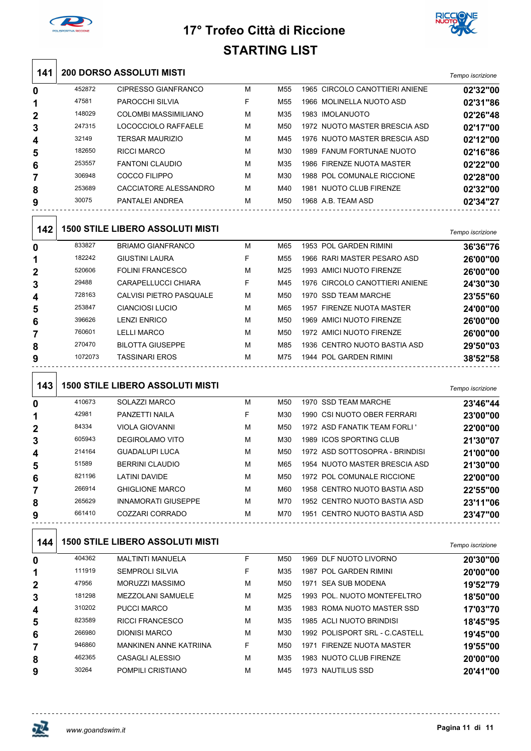# 17° Trofeo Città di Riccione

## STARTING LIST

### 141 200 DORSO ASSOLUTI MISTI

| | | | | | | | Tempo iscrizione |
|---|---|---|---|---|---|---|---|
| 0 | 452872 | CIPRESSO GIANFRANCO | M | M55 | 1965 | CIRCOLO CANOTTIERI ANIENE | 02'32"00 |
| 1 | 47581 | PAROCCHI SILVIA | F | M55 | 1966 | MOLINELLA NUOTO ASD | 02'31"86 |
| 2 | 148029 | COLOMBI MASSIMILIANO | M | M35 | 1983 | IMOLANUOTO | 02'26"48 |
| 3 | 247315 | LOCOCCIOLO RAFFAELE | M | M50 | 1972 | NUOTO MASTER BRESCIA ASD | 02'17"00 |
| 4 | 32149 | TERSAR MAURIZIO | M | M45 | 1976 | NUOTO MASTER BRESCIA ASD | 02'12"00 |
| 5 | 182650 | RICCI MARCO | M | M30 | 1989 | FANUM FORTUNAE NUOTO | 02'16"86 |
| 6 | 253557 | FANTONI CLAUDIO | M | M35 | 1986 | FIRENZE NUOTA MASTER | 02'22"00 |
| 7 | 306948 | COCCO FILIPPO | M | M30 | 1988 | POL COMUNALE RICCIONE | 02'28"00 |
| 8 | 253689 | CACCIATORE ALESSANDRO | M | M40 | 1981 | NUOTO CLUB FIRENZE | 02'32"00 |
| 9 | 30075 | PANTALEI ANDREA | M | M50 | 1968 | A.B. TEAM ASD | 02'34"27 |

### 142 1500 STILE LIBERO ASSOLUTI MISTI

| | | | | | | | Tempo iscrizione |
|---|---|---|---|---|---|---|---|
| 0 | 833827 | BRIAMO GIANFRANCO | M | M65 | 1953 | POL GARDEN RIMINI | 36'36"76 |
| 1 | 182242 | GIUSTINI LAURA | F | M55 | 1966 | RARI MASTER PESARO ASD | 26'00"00 |
| 2 | 520606 | FOLINI FRANCESCO | M | M25 | 1993 | AMICI NUOTO FIRENZE | 26'00"00 |
| 3 | 29488 | CARAPELLUCCI CHIARA | F | M45 | 1976 | CIRCOLO CANOTTIERI ANIENE | 24'30"30 |
| 4 | 728163 | CALVISI PIETRO PASQUALE | M | M50 | 1970 | SSD TEAM MARCHE | 23'55"60 |
| 5 | 253847 | CIANCIOSI LUCIO | M | M65 | 1957 | FIRENZE NUOTA MASTER | 24'00"00 |
| 6 | 396626 | LENZI ENRICO | M | M50 | 1969 | AMICI NUOTO FIRENZE | 26'00"00 |
| 7 | 760601 | LELLI MARCO | M | M50 | 1972 | AMICI NUOTO FIRENZE | 26'00"00 |
| 8 | 270470 | BILOTTA GIUSEPPE | M | M85 | 1936 | CENTRO NUOTO BASTIA ASD | 29'50"03 |
| 9 | 1072073 | TASSINARI EROS | M | M75 | 1944 | POL GARDEN RIMINI | 38'52"58 |

### 143 1500 STILE LIBERO ASSOLUTI MISTI

| | | | | | | | Tempo iscrizione |
|---|---|---|---|---|---|---|---|
| 0 | 410673 | SOLAZZI MARCO | M | M50 | 1970 | SSD TEAM MARCHE | 23'46"44 |
| 1 | 42981 | PANZETTI NAILA | F | M30 | 1990 | CSI NUOTO OBER FERRARI | 23'00"00 |
| 2 | 84334 | VIOLA GIOVANNI | M | M50 | 1972 | ASD FANATIK TEAM FORLI ' | 22'00"00 |
| 3 | 605943 | DEGIROLAMO VITO | M | M30 | 1989 | ICOS SPORTING CLUB | 21'30"07 |
| 4 | 214164 | GUADALUPI LUCA | M | M50 | 1972 | ASD SOTTOSOPRA - BRINDISI | 21'00"00 |
| 5 | 51589 | BERRINI CLAUDIO | M | M65 | 1954 | NUOTO MASTER BRESCIA ASD | 21'30"00 |
| 6 | 821196 | LATINI DAVIDE | M | M50 | 1972 | POL COMUNALE RICCIONE | 22'00"00 |
| 7 | 266914 | GHIGLIONE MARCO | M | M60 | 1958 | CENTRO NUOTO BASTIA ASD | 22'55"00 |
| 8 | 265629 | INNAMORATI GIUSEPPE | M | M70 | 1952 | CENTRO NUOTO BASTIA ASD | 23'11"06 |
| 9 | 661410 | COZZARI CORRADO | M | M70 | 1951 | CENTRO NUOTO BASTIA ASD | 23'47"00 |

### 144 1500 STILE LIBERO ASSOLUTI MISTI

| | | | | | | | Tempo iscrizione |
|---|---|---|---|---|---|---|---|
| 0 | 404362 | MALTINTI MANUELA | F | M50 | 1969 | DLF NUOTO LIVORNO | 20'30"00 |
| 1 | 111919 | SEMPROLI SILVIA | F | M35 | 1987 | POL GARDEN RIMINI | 20'00"00 |
| 2 | 47956 | MORUZZI MASSIMO | M | M50 | 1971 | SEA SUB MODENA | 19'52"79 |
| 3 | 181298 | MEZZOLANI SAMUELE | M | M25 | 1993 | POL. NUOTO MONTEFELTRO | 18'50"00 |
| 4 | 310202 | PUCCI MARCO | M | M35 | 1983 | ROMA NUOTO MASTER SSD | 17'03"70 |
| 5 | 823589 | RICCI FRANCESCO | M | M35 | 1985 | ACLI NUOTO BRINDISI | 18'45"95 |
| 6 | 266980 | DIONISI MARCO | M | M30 | 1992 | POLISPORT SRL - C.CASTELL | 19'45"00 |
| 7 | 946860 | MANKINEN ANNE KATRIINA | F | M50 | 1971 | FIRENZE NUOTA MASTER | 19'55"00 |
| 8 | 462365 | CASAGLI ALESSIO | M | M35 | 1983 | NUOTO CLUB FIRENZE | 20'00"00 |
| 9 | 30264 | POMPILI CRISTIANO | M | M45 | 1973 | NAUTILUS SSD | 20'41"00 |

www.goandswim.it